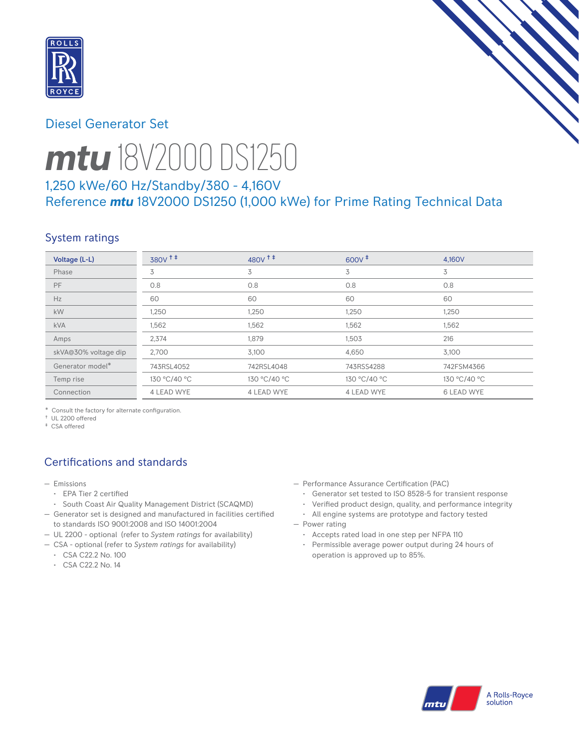Diesel Generator Set

# mtu 18V2000 DS1250

## 1,250 kWe/60 Hz/Standby/380 - 4,160V
## Reference mtu 18V2000 DS1250 (1,000 kWe) for Prime Rating Technical Data

### System ratings

| Voltage (L-L) | 380V †‡ | 480V †‡ | 600V ‡ | 4,160V |
|---|---|---|---|---|
| Phase | 3 | 3 | 3 | 3 |
| PF | 0.8 | 0.8 | 0.8 | 0.8 |
| Hz | 60 | 60 | 60 | 60 |
| kW | 1,250 | 1,250 | 1,250 | 1,250 |
| kVA | 1,562 | 1,562 | 1,562 | 1,562 |
| Amps | 2,374 | 1,879 | 1,503 | 216 |
| skVA@30% voltage dip | 2,700 | 3,100 | 4,650 | 3,100 |
| Generator model* | 743RSL4052 | 742RSL4048 | 743RSS4288 | 742FSM4366 |
| Temp rise | 130 °C/40 °C | 130 °C/40 °C | 130 °C/40 °C | 130 °C/40 °C |
| Connection | 4 LEAD WYE | 4 LEAD WYE | 4 LEAD WYE | 6 LEAD WYE |

\* Consult the factory for alternate configuration.
† UL 2200 offered
‡ CSA offered

### Certifications and standards

- Emissions
  - EPA Tier 2 certified
  - South Coast Air Quality Management District (SCAQMD)
- Generator set is designed and manufactured in facilities certified to standards ISO 9001:2008 and ISO 14001:2004
- UL 2200 - optional (refer to *System ratings* for availability)
- CSA - optional (refer to *System ratings* for availability)
  - CSA C22.2 No. 100
  - CSA C22.2 No. 14
- Performance Assurance Certification (PAC)
  - Generator set tested to ISO 8528-5 for transient response
  - Verified product design, quality, and performance integrity
  - All engine systems are prototype and factory tested
- Power rating
  - Accepts rated load in one step per NFPA 110
  - Permissible average power output during 24 hours of operation is approved up to 85%.

A Rolls-Royce solution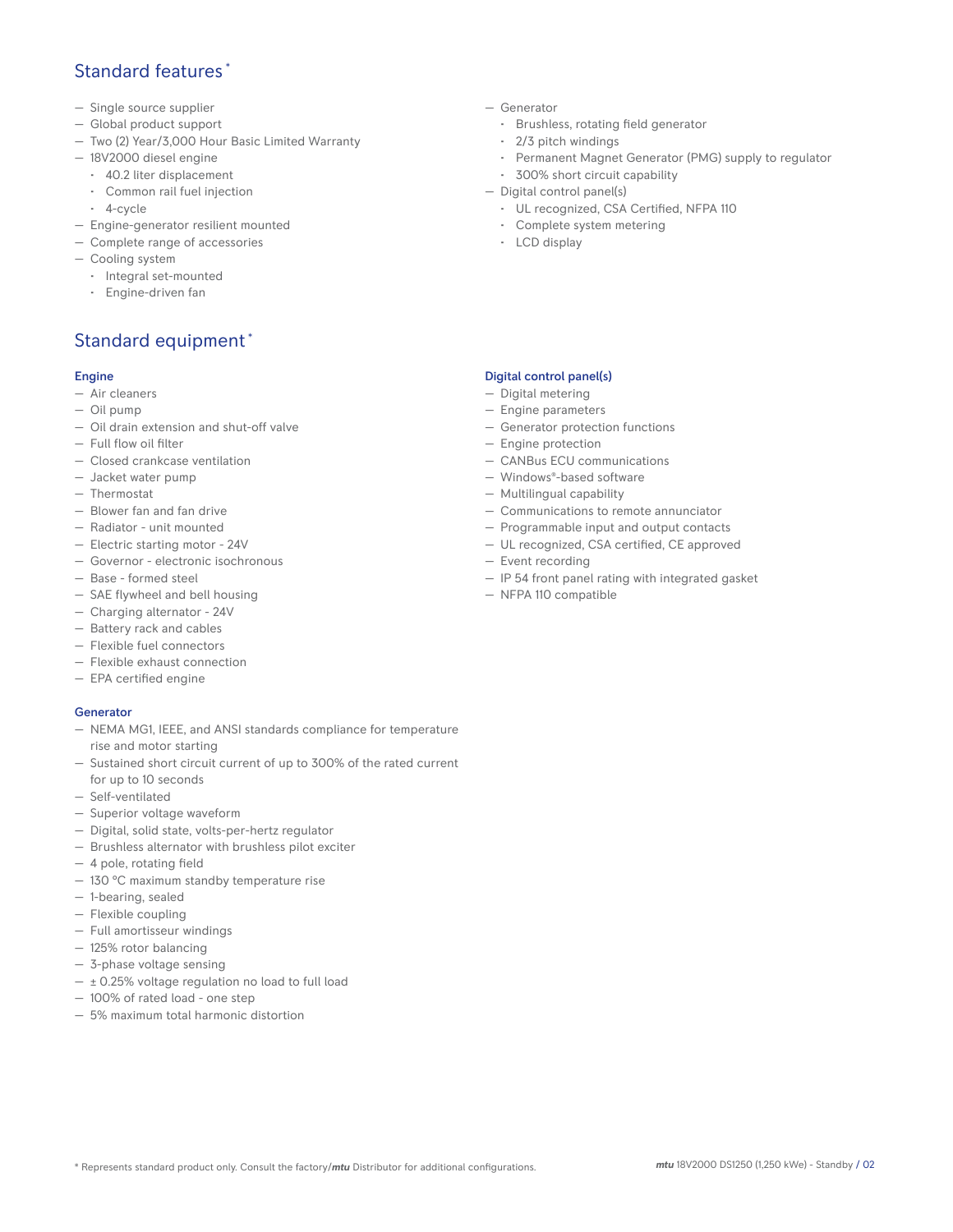## Standard features *

- Single source supplier
- Global product support
- Two (2) Year/3,000 Hour Basic Limited Warranty
- 18V2000 diesel engine
  - 40.2 liter displacement
  - Common rail fuel injection
  - 4-cycle
- Engine-generator resilient mounted
- Complete range of accessories
- Cooling system
  - Integral set-mounted
  - Engine-driven fan
- Generator
  - Brushless, rotating field generator
  - 2/3 pitch windings
  - Permanent Magnet Generator (PMG) supply to regulator
  - 300% short circuit capability
- Digital control panel(s)
  - UL recognized, CSA Certified, NFPA 110
  - Complete system metering
  - LCD display

## Standard equipment *

### Engine

- Air cleaners
- Oil pump
- Oil drain extension and shut-off valve
- Full flow oil filter
- Closed crankcase ventilation
- Jacket water pump
- Thermostat
- Blower fan and fan drive
- Radiator - unit mounted
- Electric starting motor - 24V
- Governor - electronic isochronous
- Base - formed steel
- SAE flywheel and bell housing
- Charging alternator - 24V
- Battery rack and cables
- Flexible fuel connectors
- Flexible exhaust connection
- EPA certified engine

### Generator

- NEMA MG1, IEEE, and ANSI standards compliance for temperature rise and motor starting
- Sustained short circuit current of up to 300% of the rated current for up to 10 seconds
- Self-ventilated
- Superior voltage waveform
- Digital, solid state, volts-per-hertz regulator
- Brushless alternator with brushless pilot exciter
- 4 pole, rotating field
- 130 °C maximum standby temperature rise
- 1-bearing, sealed
- Flexible coupling
- Full amortisseur windings
- 125% rotor balancing
- 3-phase voltage sensing
- ± 0.25% voltage regulation no load to full load
- 100% of rated load - one step
- 5% maximum total harmonic distortion

### Digital control panel(s)

- Digital metering
- Engine parameters
- Generator protection functions
- Engine protection
- CANBus ECU communications
- Windows®-based software
- Multilingual capability
- Communications to remote annunciator
- Programmable input and output contacts
- UL recognized, CSA certified, CE approved
- Event recording
- IP 54 front panel rating with integrated gasket
- NFPA 110 compatible

* Represents standard product only. Consult the factory/*mtu* Distributor for additional configurations.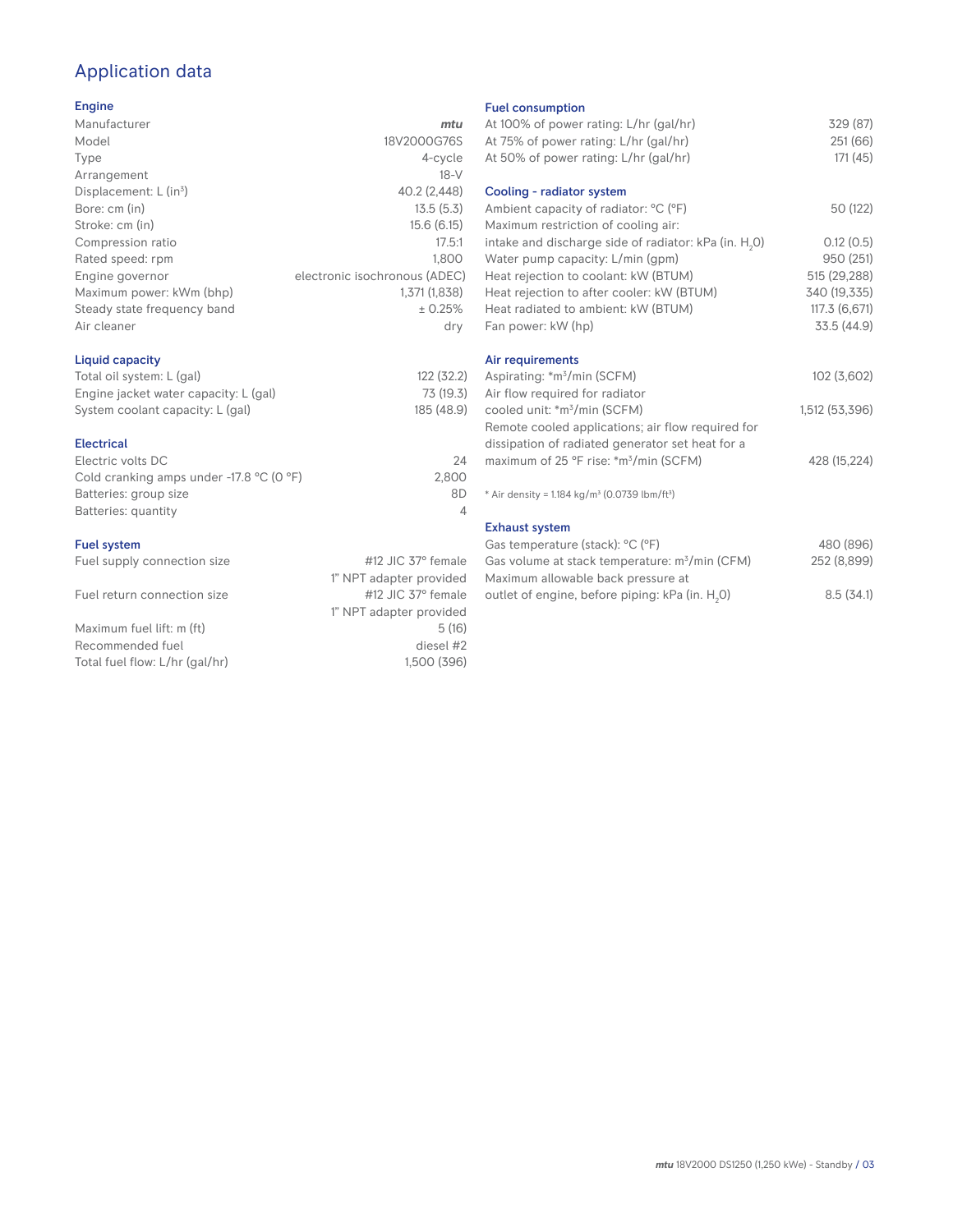# Application data

## Engine

| | |
|---|---|
| Manufacturer | *mtu* |
| Model | 18V2000G76S |
| Type | 4-cycle |
| Arrangement | 18-V |
| Displacement: L ($in^3$) | 40.2 (2,448) |
| Bore: cm (in) | 13.5 (5.3) |
| Stroke: cm (in) | 15.6 (6.15) |
| Compression ratio | 17.5:1 |
| Rated speed: rpm | 1,800 |
| Engine governor | electronic isochronous (ADEC) |
| Maximum power: kWm (bhp) | 1,371 (1,838) |
| Steady state frequency band | ± 0.25% |
| Air cleaner | dry |

## Liquid capacity

| | |
|---|---|
| Total oil system: L (gal) | 122 (32.2) |
| Engine jacket water capacity: L (gal) | 73 (19.3) |
| System coolant capacity: L (gal) | 185 (48.9) |

## Electrical

| | |
|---|---|
| Electric volts DC | 24 |
| Cold cranking amps under -17.8 °C (0 °F) | 2,800 |
| Batteries: group size | 8D |
| Batteries: quantity | 4 |

## Fuel system

| | |
|---|---|
| Fuel supply connection size | #12 JIC 37° female<br>1" NPT adapter provided |
| Fuel return connection size | #12 JIC 37° female<br>1" NPT adapter provided |
| Maximum fuel lift: m (ft) | 5 (16) |
| Recommended fuel | diesel #2 |
| Total fuel flow: L/hr (gal/hr) | 1,500 (396) |

## Fuel consumption

| | |
|---|---|
| At 100% of power rating: L/hr (gal/hr) | 329 (87) |
| At 75% of power rating: L/hr (gal/hr) | 251 (66) |
| At 50% of power rating: L/hr (gal/hr) | 171 (45) |

## Cooling - radiator system

| | |
|---|---|
| Ambient capacity of radiator: °C (°F) | 50 (122) |
| Maximum restriction of cooling air: intake and discharge side of radiator: kPa (in. $H_2O$) | 0.12 (0.5) |
| Water pump capacity: L/min (gpm) | 950 (251) |
| Heat rejection to coolant: kW (BTUM) | 515 (29,288) |
| Heat rejection to after cooler: kW (BTUM) | 340 (19,335) |
| Heat radiated to ambient: kW (BTUM) | 117.3 (6,671) |
| Fan power: kW (hp) | 33.5 (44.9) |

## Air requirements

| | |
|---|---|
| Aspirating: *$m^3$/min (SCFM) | 102 (3,602) |
| Air flow required for radiator cooled unit: *$m^3$/min (SCFM) | 1,512 (53,396) |
| Remote cooled applications; air flow required for dissipation of radiated generator set heat for a maximum of 25 °F rise: *$m^3$/min (SCFM) | 428 (15,224) |

* Air density = 1.184 kg/$m^3$ (0.0739 lbm/$ft^3$)

## Exhaust system

| | |
|---|---|
| Gas temperature (stack): °C (°F) | 480 (896) |
| Gas volume at stack temperature: $m^3$/min (CFM) | 252 (8,899) |
| Maximum allowable back pressure at outlet of engine, before piping: kPa (in. $H_2O$) | 8.5 (34.1) |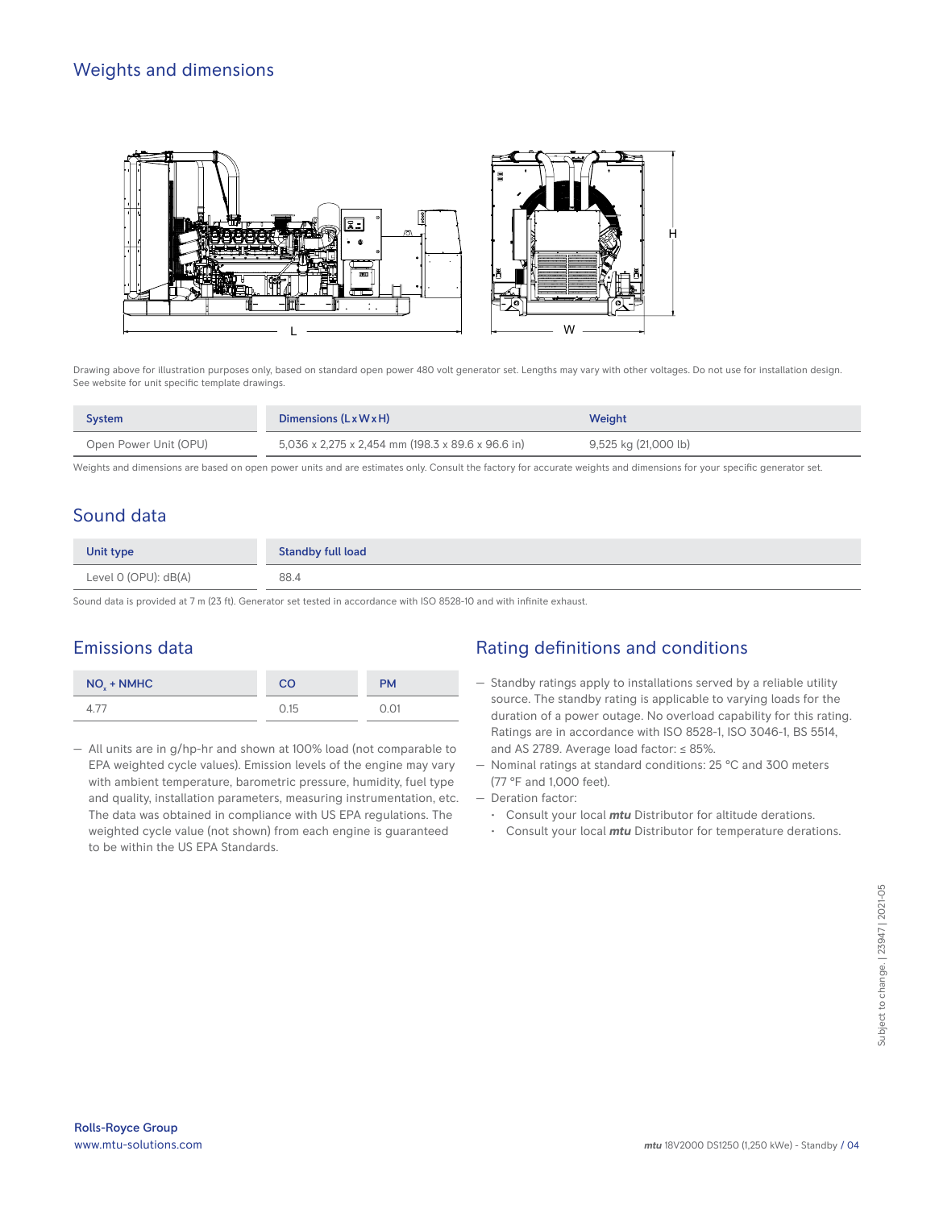## Weights and dimensions

L

W

H

Drawing above for illustration purposes only, based on standard open power 480 volt generator set. Lengths may vary with other voltages. Do not use for installation design. See website for unit specific template drawings.

| System | Dimensions (L x W x H) | Weight |
|---|---|---|
| Open Power Unit (OPU) | 5,036 x 2,275 x 2,454 mm (198.3 x 89.6 x 96.6 in) | 9,525 kg (21,000 lb) |

Weights and dimensions are based on open power units and are estimates only. Consult the factory for accurate weights and dimensions for your specific generator set.

## Sound data

| Unit type | Standby full load |
|---|---|
| Level 0 (OPU): dB(A) | 88.4 |

Sound data is provided at 7 m (23 ft). Generator set tested in accordance with ISO 8528-10 and with infinite exhaust.

## Emissions data

| $NO_x$ + NMHC | CO | PM |
|---|---|---|
| 4.77 | 0.15 | 0.01 |

- All units are in g/hp-hr and shown at 100% load (not comparable to EPA weighted cycle values). Emission levels of the engine may vary with ambient temperature, barometric pressure, humidity, fuel type and quality, installation parameters, measuring instrumentation, etc. The data was obtained in compliance with US EPA regulations. The weighted cycle value (not shown) from each engine is guaranteed to be within the US EPA Standards.

## Rating definitions and conditions

- Standby ratings apply to installations served by a reliable utility source. The standby rating is applicable to varying loads for the duration of a power outage. No overload capability for this rating. Ratings are in accordance with ISO 8528-1, ISO 3046-1, BS 5514, and AS 2789. Average load factor: ≤ 85%.
- Nominal ratings at standard conditions: 25 °C and 300 meters (77 °F and 1,000 feet).
- Deration factor:
  - Consult your local ***mtu*** Distributor for altitude derations.
  - Consult your local ***mtu*** Distributor for temperature derations.

Subject to change. | 23947 | 2021-05

Rolls-Royce Group
www.mtu-solutions.com